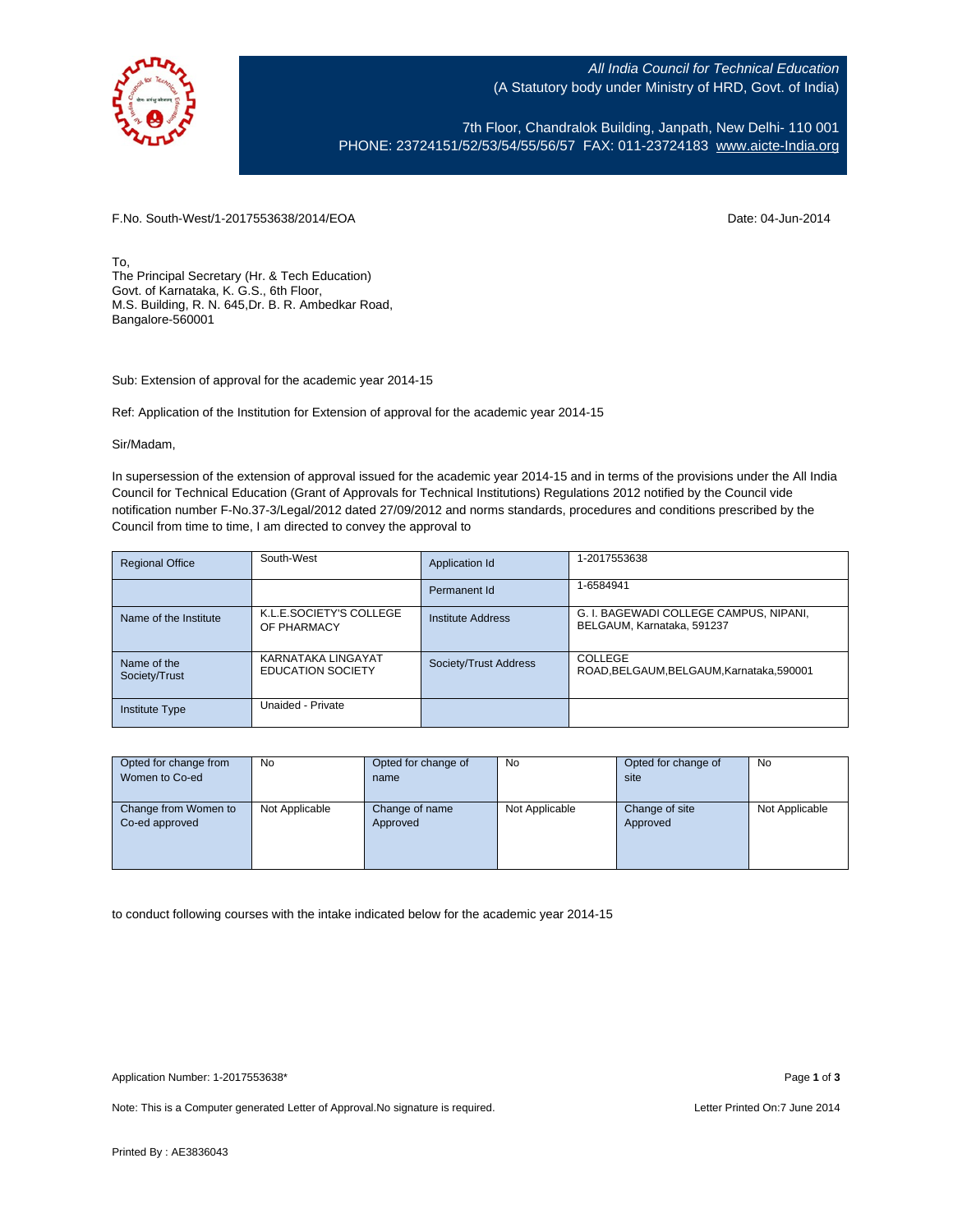*All India Council for Technical Education*
(A Statutory body under Ministry of HRD, Govt. of India)

7th Floor, Chandralok Building, Janpath, New Delhi- 110 001
PHONE: 23724151/52/53/54/55/56/57 FAX: 011-23724183 www.aicte-India.org

F.No. South-West/1-2017553638/2014/EOA

Date: 04-Jun-2014

To,
The Principal Secretary (Hr. & Tech Education)
Govt. of Karnataka, K. G.S., 6th Floor,
M.S. Building, R. N. 645,Dr. B. R. Ambedkar Road,
Bangalore-560001

Sub: Extension of approval for the academic year 2014-15

Ref: Application of the Institution for Extension of approval for the academic year 2014-15

Sir/Madam,

In supersession of the extension of approval issued for the academic year 2014-15 and in terms of the provisions under the All India Council for Technical Education (Grant of Approvals for Technical Institutions) Regulations 2012 notified by the Council vide notification number F-No.37-3/Legal/2012 dated 27/09/2012 and norms standards, procedures and conditions prescribed by the Council from time to time, I am directed to convey the approval to

| Regional Office | South-West | Application Id | 1-2017553638 |
|---|---|---|---|
| | | Permanent Id | 1-6584941 |
| Name of the Institute | K.L.E.SOCIETY'S COLLEGE OF PHARMACY | Institute Address | G. I. BAGEWADI COLLEGE CAMPUS, NIPANI, BELGAUM, Karnataka, 591237 |
| Name of the Society/Trust | KARNATAKA LINGAYAT EDUCATION SOCIETY | Society/Trust Address | COLLEGE ROAD,BELGAUM,BELGAUM,Karnataka,590001 |
| Institute Type | Unaided - Private | | |

| Opted for change from Women to Co-ed | No | Opted for change of name | No | Opted for change of site | No |
|---|---|---|---|---|---|
| Change from Women to Co-ed approved | Not Applicable | Change of name Approved | Not Applicable | Change of site Approved | Not Applicable |

to conduct following courses with the intake indicated below for the academic year 2014-15

Application Number: 1-2017553638*

Note: This is a Computer generated Letter of Approval.No signature is required.

Letter Printed On:7 June 2014

Printed By : AE3836043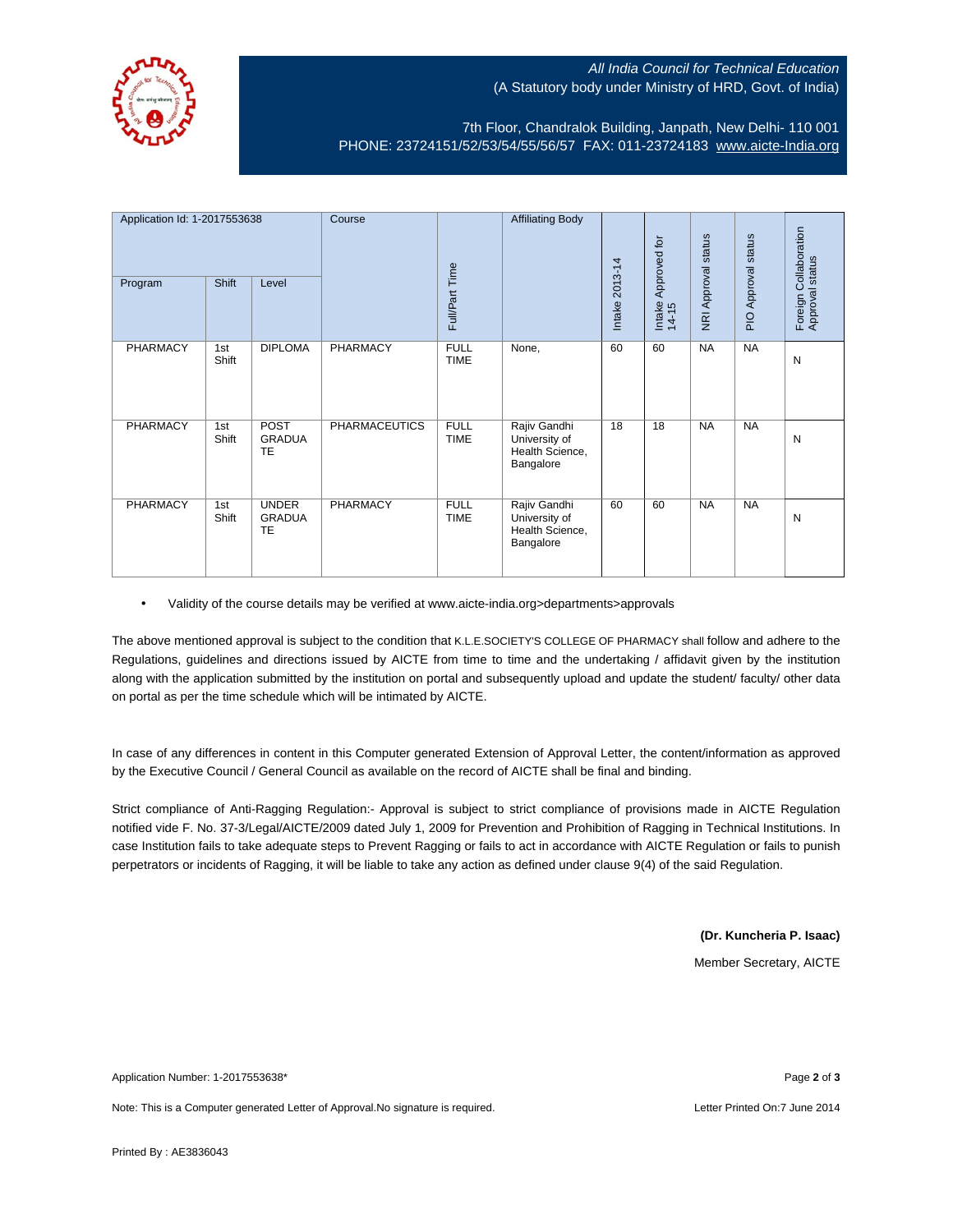All India Council for Technical Education
(A Statutory body under Ministry of HRD, Govt. of India)

7th Floor, Chandralok Building, Janpath, New Delhi- 110 001
PHONE: 23724151/52/53/54/55/56/57 FAX: 011-23724183 www.aicte-India.org

| Application Id: 1-2017553638 | | | Course | Full/Part Time | Affiliating Body | Intake 2013-14 | Intake Approved for 14-15 | NRI Approval status | PIO Approval status | Foreign Collaboration Approval status |
|---|---|---|---|---|---|---|---|---|---|---|
| Program | Shift | Level | | | | | | | | |
| PHARMACY | 1st Shift | DIPLOMA | PHARMACY | FULL TIME | None, | 60 | 60 | NA | NA | N |
| PHARMACY | 1st Shift | POST GRADUATE | PHARMACEUTICS | FULL TIME | Rajiv Gandhi University of Health Science, Bangalore | 18 | 18 | NA | NA | N |
| PHARMACY | 1st Shift | UNDER GRADUATE | PHARMACY | FULL TIME | Rajiv Gandhi University of Health Science, Bangalore | 60 | 60 | NA | NA | N |

- Validity of the course details may be verified at www.aicte-india.org>departments>approvals

The above mentioned approval is subject to the condition that K.L.E.SOCIETY'S COLLEGE OF PHARMACY shall follow and adhere to the Regulations, guidelines and directions issued by AICTE from time to time and the undertaking / affidavit given by the institution along with the application submitted by the institution on portal and subsequently upload and update the student/ faculty/ other data on portal as per the time schedule which will be intimated by AICTE.

In case of any differences in content in this Computer generated Extension of Approval Letter, the content/information as approved by the Executive Council / General Council as available on the record of AICTE shall be final and binding.

Strict compliance of Anti-Ragging Regulation:- Approval is subject to strict compliance of provisions made in AICTE Regulation notified vide F. No. 37-3/Legal/AICTE/2009 dated July 1, 2009 for Prevention and Prohibition of Ragging in Technical Institutions. In case Institution fails to take adequate steps to Prevent Ragging or fails to act in accordance with AICTE Regulation or fails to punish perpetrators or incidents of Ragging, it will be liable to take any action as defined under clause 9(4) of the said Regulation.

**(Dr. Kuncheria P. Isaac)**

Member Secretary, AICTE

Application Number: 1-2017553638*

Note: This is a Computer generated Letter of Approval.No signature is required.

Letter Printed On:7 June 2014

Printed By : AE3836043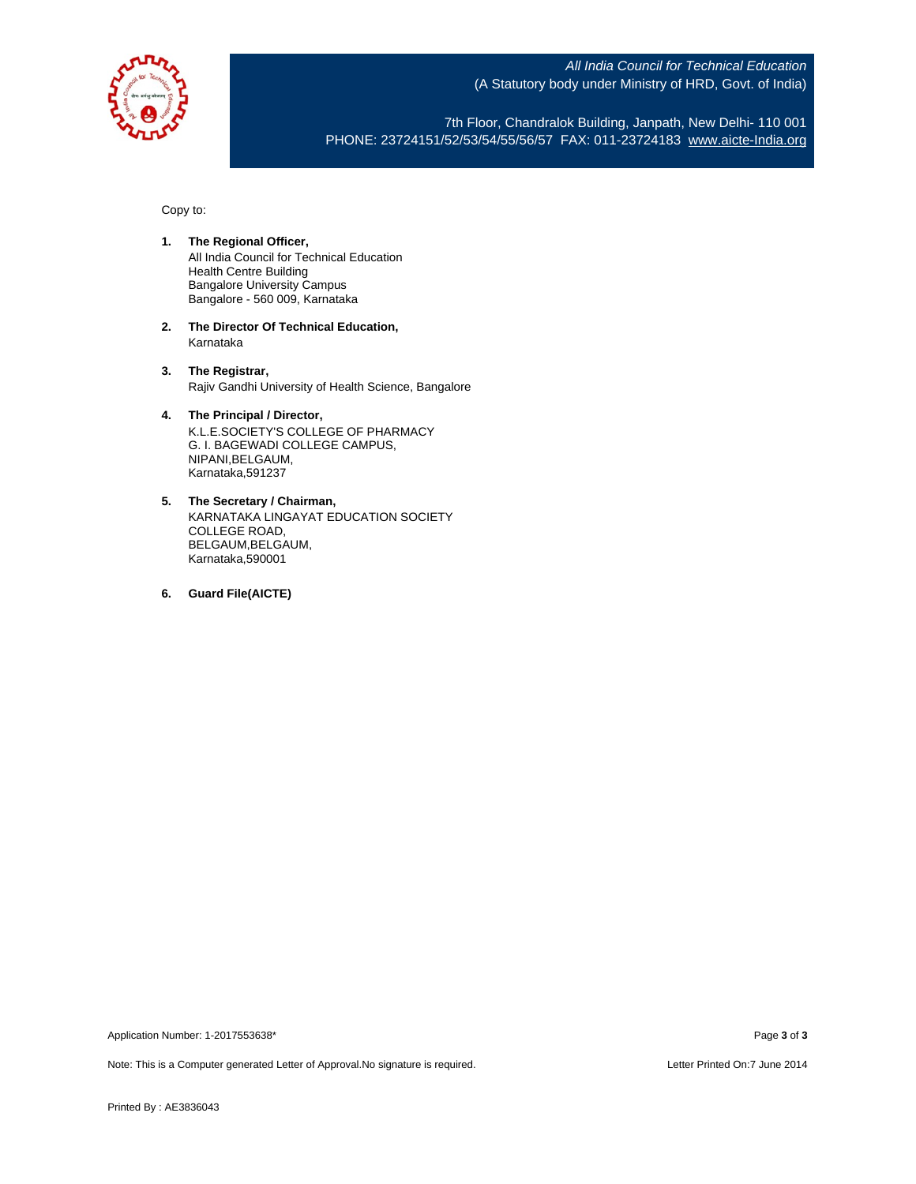All India Council for Technical Education
(A Statutory body under Ministry of HRD, Govt. of India)

7th Floor, Chandralok Building, Janpath, New Delhi- 110 001
PHONE: 23724151/52/53/54/55/56/57 FAX: 011-23724183 www.aicte-India.org

Copy to:

1. **The Regional Officer,**
   All India Council for Technical Education
   Health Centre Building
   Bangalore University Campus
   Bangalore - 560 009, Karnataka

2. **The Director Of Technical Education,**
   Karnataka

3. **The Registrar,**
   Rajiv Gandhi University of Health Science, Bangalore

4. **The Principal / Director,**
   K.L.E.SOCIETY'S COLLEGE OF PHARMACY
   G. I. BAGEWADI COLLEGE CAMPUS,
   NIPANI,BELGAUM,
   Karnataka,591237

5. **The Secretary / Chairman,**
   KARNATAKA LINGAYAT EDUCATION SOCIETY
   COLLEGE ROAD,
   BELGAUM,BELGAUM,
   Karnataka,590001

6. **Guard File(AICTE)**

Application Number: 1-2017553638*

Note: This is a Computer generated Letter of Approval.No signature is required.

Letter Printed On:7 June 2014

Printed By : AE3836043